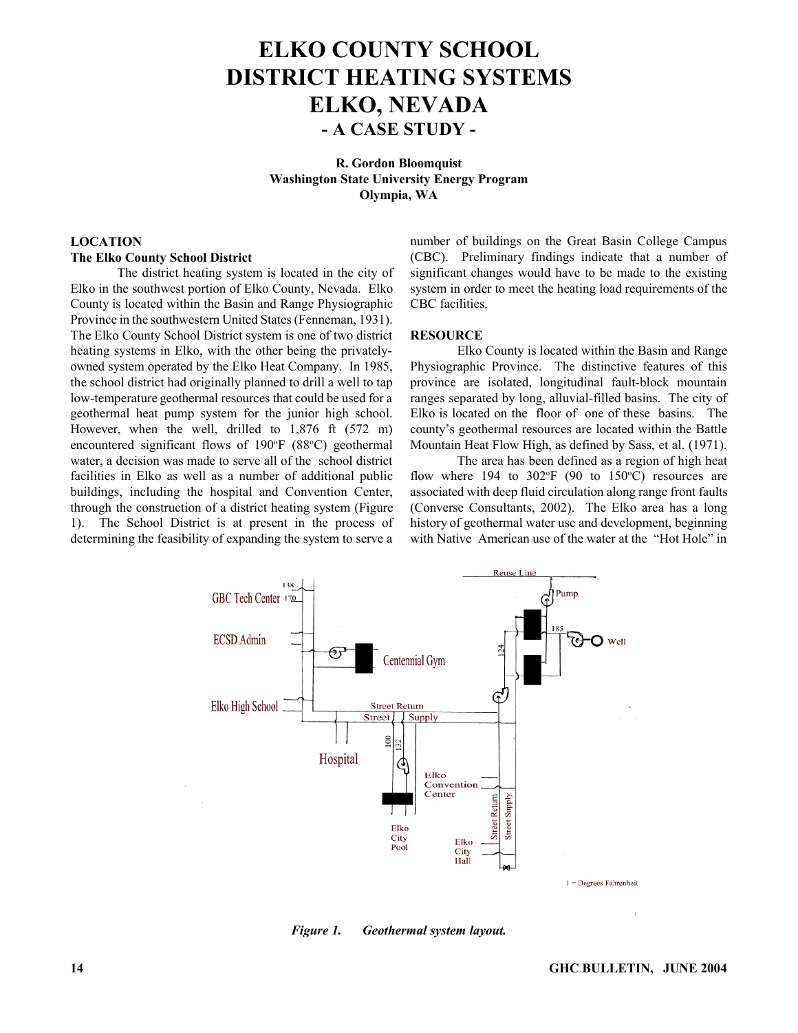# ELKO COUNTY SCHOOL DISTRICT HEATING SYSTEMS ELKO, NEVADA

## - A CASE STUDY -

**R. Gordon Bloomquist**
**Washington State University Energy Program**
**Olympia, WA**

### LOCATION

**The Elko County School District**

The district heating system is located in the city of Elko in the southwest portion of Elko County, Nevada. Elko County is located within the Basin and Range Physiographic Province in the southwestern United States (Fenneman, 1931). The Elko County School District system is one of two district heating systems in Elko, with the other being the privately-owned system operated by the Elko Heat Company. In 1985, the school district had originally planned to drill a well to tap low-temperature geothermal resources that could be used for a geothermal heat pump system for the junior high school. However, when the well, drilled to 1,876 ft (572 m) encountered significant flows of 190°F (88°C) geothermal water, a decision was made to serve all of the school district facilities in Elko as well as a number of additional public buildings, including the hospital and Convention Center, through the construction of a district heating system (Figure 1). The School District is at present in the process of determining the feasibility of expanding the system to serve a number of buildings on the Great Basin College Campus (CBC). Preliminary findings indicate that a number of significant changes would have to be made to the existing system in order to meet the heating load requirements of the CBC facilities.

### RESOURCE

Elko County is located within the Basin and Range Physiographic Province. The distinctive features of this province are isolated, longitudinal fault-block mountain ranges separated by long, alluvial-filled basins. The city of Elko is located on the floor of one of these basins. The county's geothermal resources are located within the Battle Mountain Heat Flow High, as defined by Sass, et al. (1971).

The area has been defined as a region of high heat flow where 194 to 302°F (90 to 150°C) resources are associated with deep fluid circulation along range front faults (Converse Consultants, 2002). The Elko area has a long history of geothermal water use and development, beginning with Native American use of the water at the "Hot Hole" in

*Figure 1. Geothermal system layout.*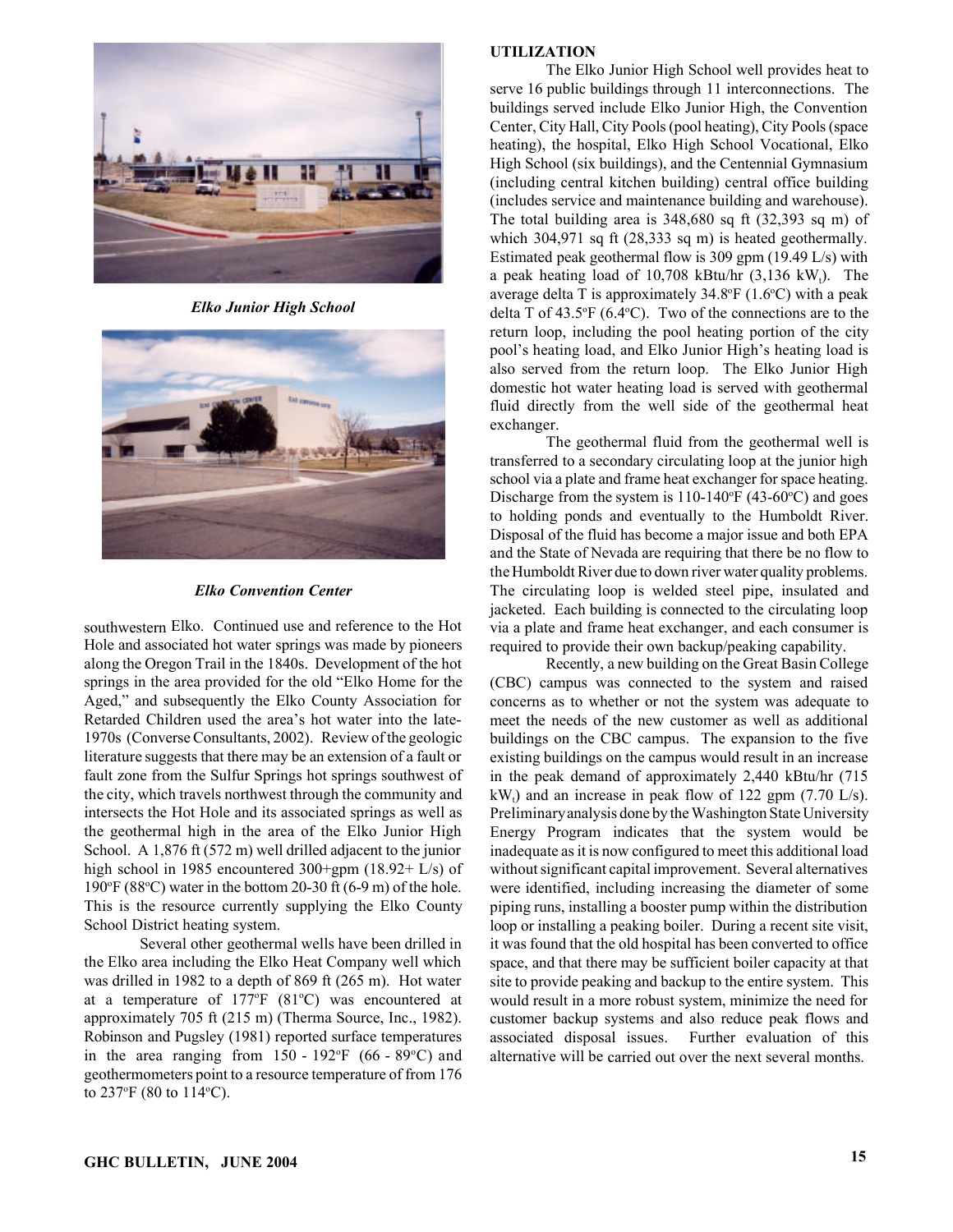*Elko Junior High School*

*Elko Convention Center*

southwestern Elko. Continued use and reference to the Hot Hole and associated hot water springs was made by pioneers along the Oregon Trail in the 1840s. Development of the hot springs in the area provided for the old "Elko Home for the Aged," and subsequently the Elko County Association for Retarded Children used the area's hot water into the late-1970s (Converse Consultants, 2002). Review of the geologic literature suggests that there may be an extension of a fault or fault zone from the Sulfur Springs hot springs southwest of the city, which travels northwest through the community and intersects the Hot Hole and its associated springs as well as the geothermal high in the area of the Elko Junior High School. A 1,876 ft (572 m) well drilled adjacent to the junior high school in 1985 encountered 300+gpm (18.92+ L/s) of 190°F (88°C) water in the bottom 20-30 ft (6-9 m) of the hole. This is the resource currently supplying the Elko County School District heating system.

Several other geothermal wells have been drilled in the Elko area including the Elko Heat Company well which was drilled in 1982 to a depth of 869 ft (265 m). Hot water at a temperature of 177ºF (81ºC) was encountered at approximately 705 ft (215 m) (Therma Source, Inc., 1982). Robinson and Pugsley (1981) reported surface temperatures in the area ranging from 150 - 192°F (66 - 89°C) and geothermometers point to a resource temperature of from 176 to 237°F (80 to 114°C).

**UTILIZATION**

The Elko Junior High School well provides heat to serve 16 public buildings through 11 interconnections. The buildings served include Elko Junior High, the Convention Center, City Hall, City Pools (pool heating), City Pools (space heating), the hospital, Elko High School Vocational, Elko High School (six buildings), and the Centennial Gymnasium (including central kitchen building) central office building (includes service and maintenance building and warehouse). The total building area is 348,680 sq ft (32,393 sq m) of which 304,971 sq ft (28,333 sq m) is heated geothermally. Estimated peak geothermal flow is 309 gpm (19.49 L/s) with a peak heating load of 10,708 kBtu/hr (3,136 $kW_t$). The average delta T is approximately 34.8°F (1.6°C) with a peak delta T of 43.5°F (6.4°C). Two of the connections are to the return loop, including the pool heating portion of the city pool's heating load, and Elko Junior High's heating load is also served from the return loop. The Elko Junior High domestic hot water heating load is served with geothermal fluid directly from the well side of the geothermal heat exchanger.

The geothermal fluid from the geothermal well is transferred to a secondary circulating loop at the junior high school via a plate and frame heat exchanger for space heating. Discharge from the system is 110-140°F (43-60°C) and goes to holding ponds and eventually to the Humboldt River. Disposal of the fluid has become a major issue and both EPA and the State of Nevada are requiring that there be no flow to the Humboldt River due to down river water quality problems. The circulating loop is welded steel pipe, insulated and jacketed. Each building is connected to the circulating loop via a plate and frame heat exchanger, and each consumer is required to provide their own backup/peaking capability.

Recently, a new building on the Great Basin College (CBC) campus was connected to the system and raised concerns as to whether or not the system was adequate to meet the needs of the new customer as well as additional buildings on the CBC campus. The expansion to the five existing buildings on the campus would result in an increase in the peak demand of approximately 2,440 kBtu/hr (715 $kW_t$) and an increase in peak flow of 122 gpm (7.70 L/s). Preliminary analysis done by the Washington State University Energy Program indicates that the system would be inadequate as it is now configured to meet this additional load without significant capital improvement. Several alternatives were identified, including increasing the diameter of some piping runs, installing a booster pump within the distribution loop or installing a peaking boiler. During a recent site visit, it was found that the old hospital has been converted to office space, and that there may be sufficient boiler capacity at that site to provide peaking and backup to the entire system. This would result in a more robust system, minimize the need for customer backup systems and also reduce peak flows and associated disposal issues. Further evaluation of this alternative will be carried out over the next several months.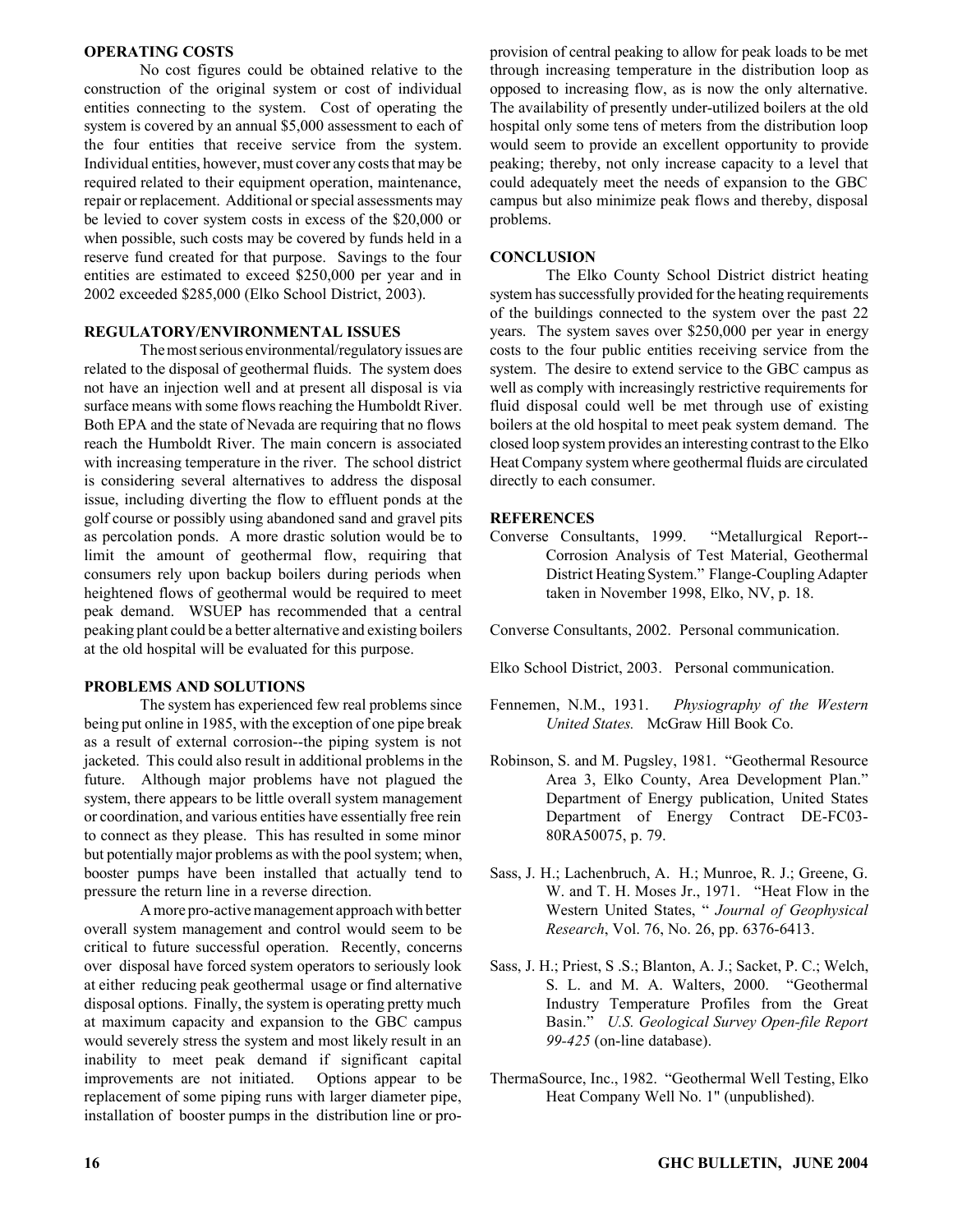## OPERATING COSTS

No cost figures could be obtained relative to the construction of the original system or cost of individual entities connecting to the system. Cost of operating the system is covered by an annual $5,000 assessment to each of the four entities that receive service from the system. Individual entities, however, must cover any costs that may be required related to their equipment operation, maintenance, repair or replacement. Additional or special assessments may be levied to cover system costs in excess of the $20,000 or when possible, such costs may be covered by funds held in a reserve fund created for that purpose. Savings to the four entities are estimated to exceed $250,000 per year and in 2002 exceeded $285,000 (Elko School District, 2003).

## REGULATORY/ENVIRONMENTAL ISSUES

The most serious environmental/regulatory issues are related to the disposal of geothermal fluids. The system does not have an injection well and at present all disposal is via surface means with some flows reaching the Humboldt River. Both EPA and the state of Nevada are requiring that no flows reach the Humboldt River. The main concern is associated with increasing temperature in the river. The school district is considering several alternatives to address the disposal issue, including diverting the flow to effluent ponds at the golf course or possibly using abandoned sand and gravel pits as percolation ponds. A more drastic solution would be to limit the amount of geothermal flow, requiring that consumers rely upon backup boilers during periods when heightened flows of geothermal would be required to meet peak demand. WSUEP has recommended that a central peaking plant could be a better alternative and existing boilers at the old hospital will be evaluated for this purpose.

## PROBLEMS AND SOLUTIONS

The system has experienced few real problems since being put online in 1985, with the exception of one pipe break as a result of external corrosion--the piping system is not jacketed. This could also result in additional problems in the future. Although major problems have not plagued the system, there appears to be little overall system management or coordination, and various entities have essentially free rein to connect as they please. This has resulted in some minor but potentially major problems as with the pool system; when, booster pumps have been installed that actually tend to pressure the return line in a reverse direction.

A more pro-active management approach with better overall system management and control would seem to be critical to future successful operation. Recently, concerns over disposal have forced system operators to seriously look at either reducing peak geothermal usage or find alternative disposal options. Finally, the system is operating pretty much at maximum capacity and expansion to the GBC campus would severely stress the system and most likely result in an inability to meet peak demand if significant capital improvements are not initiated. Options appear to be replacement of some piping runs with larger diameter pipe, installation of booster pumps in the distribution line or provision of central peaking to allow for peak loads to be met through increasing temperature in the distribution loop as opposed to increasing flow, as is now the only alternative. The availability of presently under-utilized boilers at the old hospital only some tens of meters from the distribution loop would seem to provide an excellent opportunity to provide peaking; thereby, not only increase capacity to a level that could adequately meet the needs of expansion to the GBC campus but also minimize peak flows and thereby, disposal problems.

## CONCLUSION

The Elko County School District district heating system has successfully provided for the heating requirements of the buildings connected to the system over the past 22 years. The system saves over $250,000 per year in energy costs to the four public entities receiving service from the system. The desire to extend service to the GBC campus as well as comply with increasingly restrictive requirements for fluid disposal could well be met through use of existing boilers at the old hospital to meet peak system demand. The closed loop system provides an interesting contrast to the Elko Heat Company system where geothermal fluids are circulated directly to each consumer.

## REFERENCES

Converse Consultants, 1999. "Metallurgical Report--Corrosion Analysis of Test Material, Geothermal District Heating System." Flange-Coupling Adapter taken in November 1998, Elko, NV, p. 18.

Converse Consultants, 2002. Personal communication.

Elko School District, 2003. Personal communication.

Fennemen, N.M., 1931. *Physiography of the Western United States.* McGraw Hill Book Co.

Robinson, S. and M. Pugsley, 1981. "Geothermal Resource Area 3, Elko County, Area Development Plan." Department of Energy publication, United States Department of Energy Contract DE-FC03-80RA50075, p. 79.

Sass, J. H.; Lachenbruch, A. H.; Munroe, R. J.; Greene, G. W. and T. H. Moses Jr., 1971. "Heat Flow in the Western United States, " *Journal of Geophysical Research*, Vol. 76, No. 26, pp. 6376-6413.

Sass, J. H.; Priest, S .S.; Blanton, A. J.; Sacket, P. C.; Welch, S. L. and M. A. Walters, 2000. "Geothermal Industry Temperature Profiles from the Great Basin." *U.S. Geological Survey Open-file Report 99-425* (on-line database).

ThermaSource, Inc., 1982. "Geothermal Well Testing, Elko Heat Company Well No. 1" (unpublished).